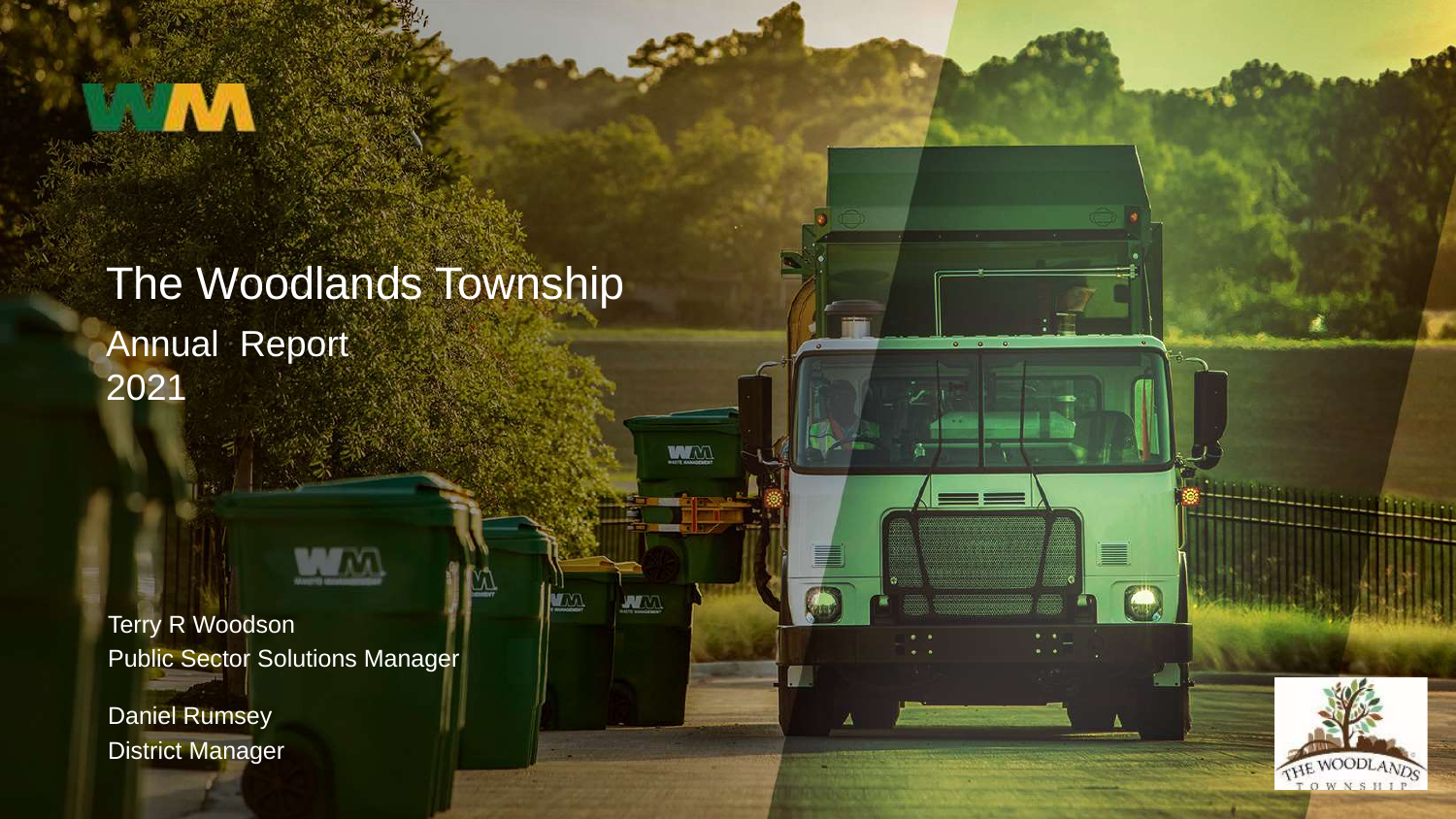# The Woodlands Township

## Annual Report
## 2021

Terry R Woodson
Public Sector Solutions Manager

Daniel Rumsey
District Manager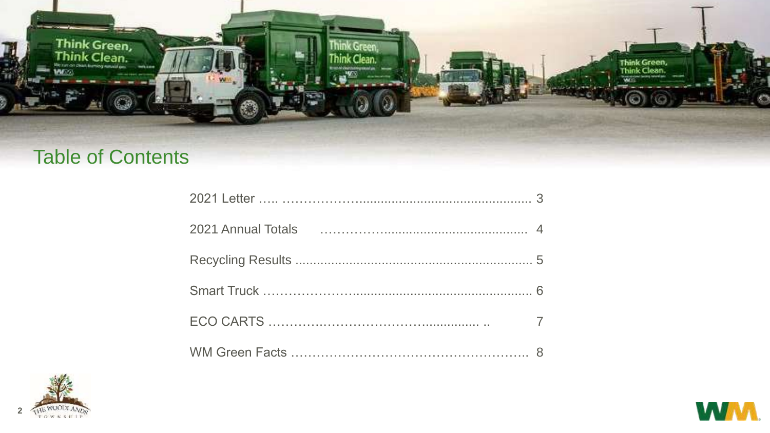# Table of Contents

| Section | Page |
| --- | --- |
| 2021 Letter | 3 |
| 2021 Annual Totals | 4 |
| Recycling Results | 5 |
| Smart Truck | 6 |
| ECO CARTS | 7 |
| WM Green Facts | 8 |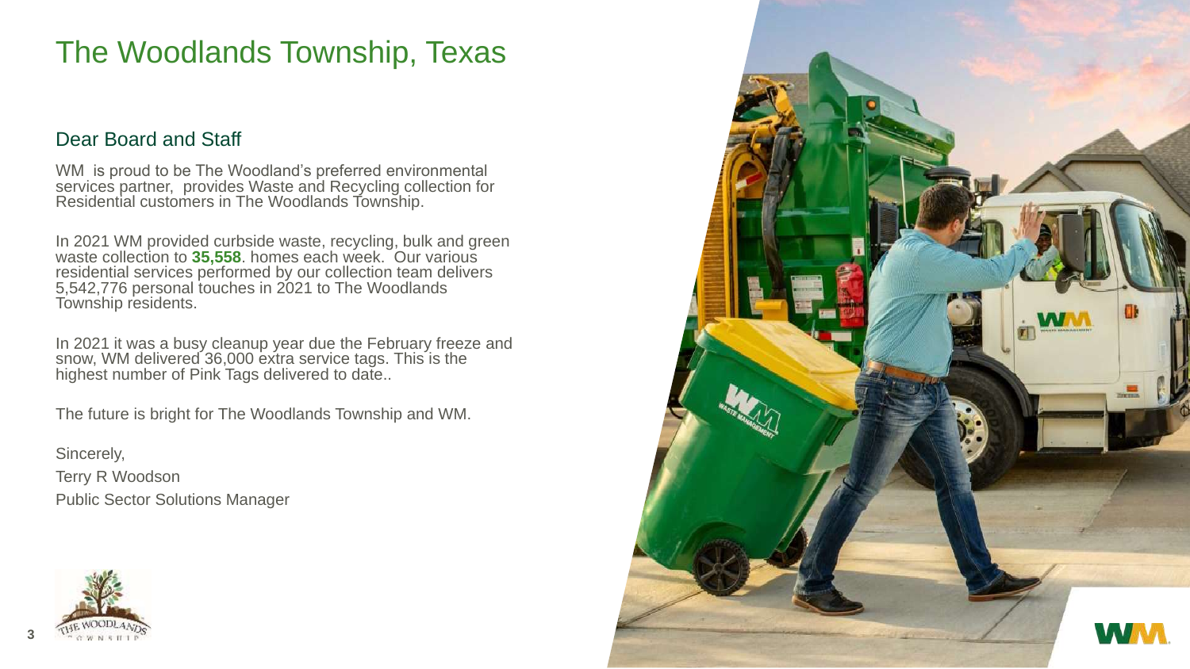# The Woodlands Township, Texas

## Dear Board and Staff

WM is proud to be The Woodland's preferred environmental services partner, provides Waste and Recycling collection for Residential customers in The Woodlands Township.

In 2021 WM provided curbside waste, recycling, bulk and green waste collection to **35,558**. homes each week. Our various residential services performed by our collection team delivers 5,542,776 personal touches in 2021 to The Woodlands Township residents.

In 2021 it was a busy cleanup year due the February freeze and snow, WM delivered 36,000 extra service tags. This is the highest number of Pink Tags delivered to date..

The future is bright for The Woodlands Township and WM.

Sincerely,

Terry R Woodson

Public Sector Solutions Manager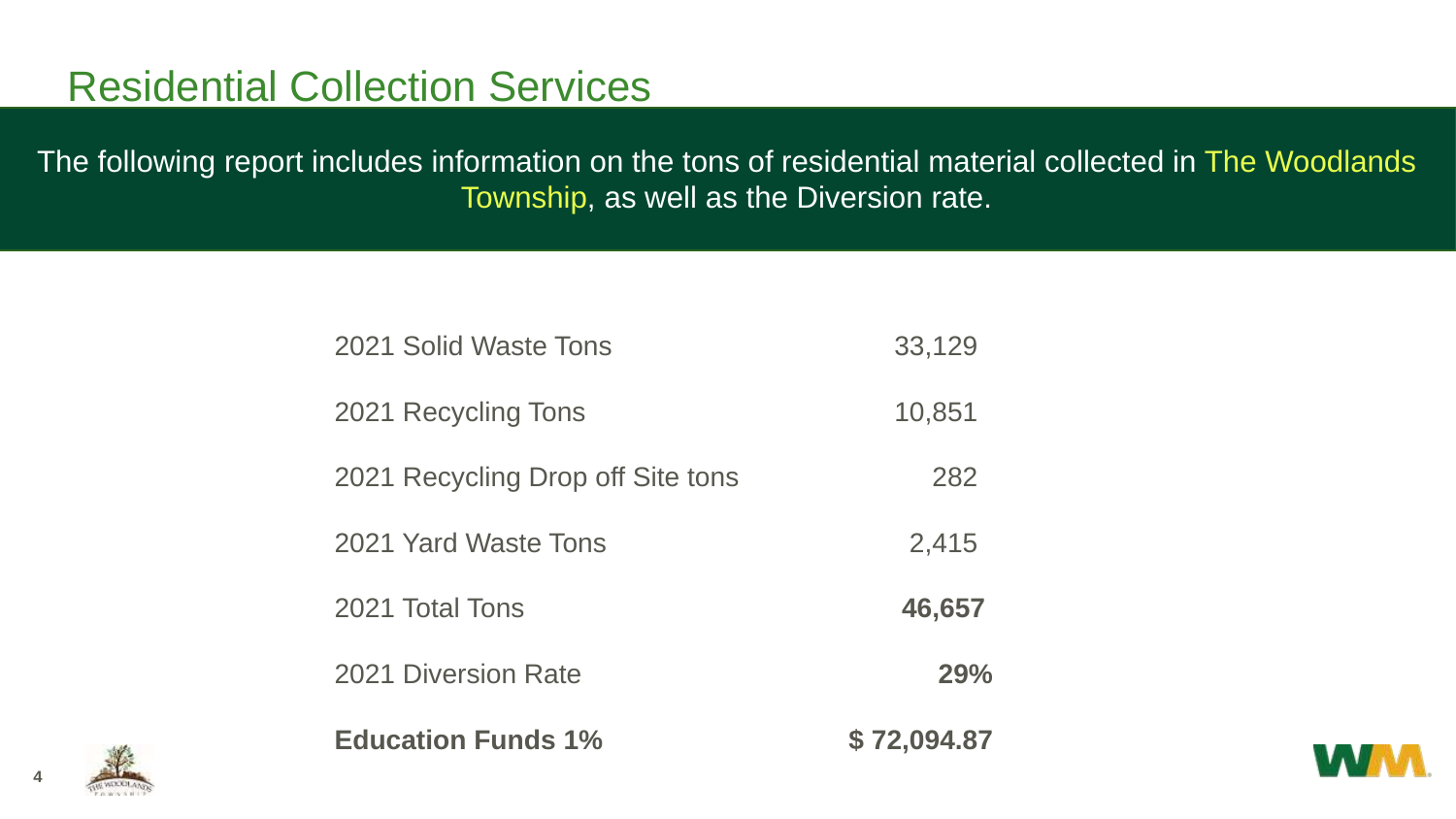# Residential Collection Services

The following report includes information on the tons of residential material collected in The Woodlands Township, as well as the Diversion rate.

| | |
|---|---|
| 2021 Solid Waste Tons | 33,129 |
| 2021 Recycling Tons | 10,851 |
| 2021 Recycling Drop off Site tons | 282 |
| 2021 Yard Waste Tons | 2,415 |
| 2021 Total Tons | **46,657** |
| 2021 Diversion Rate | **29%** |
| **Education Funds 1%** | **$ 72,094.87** |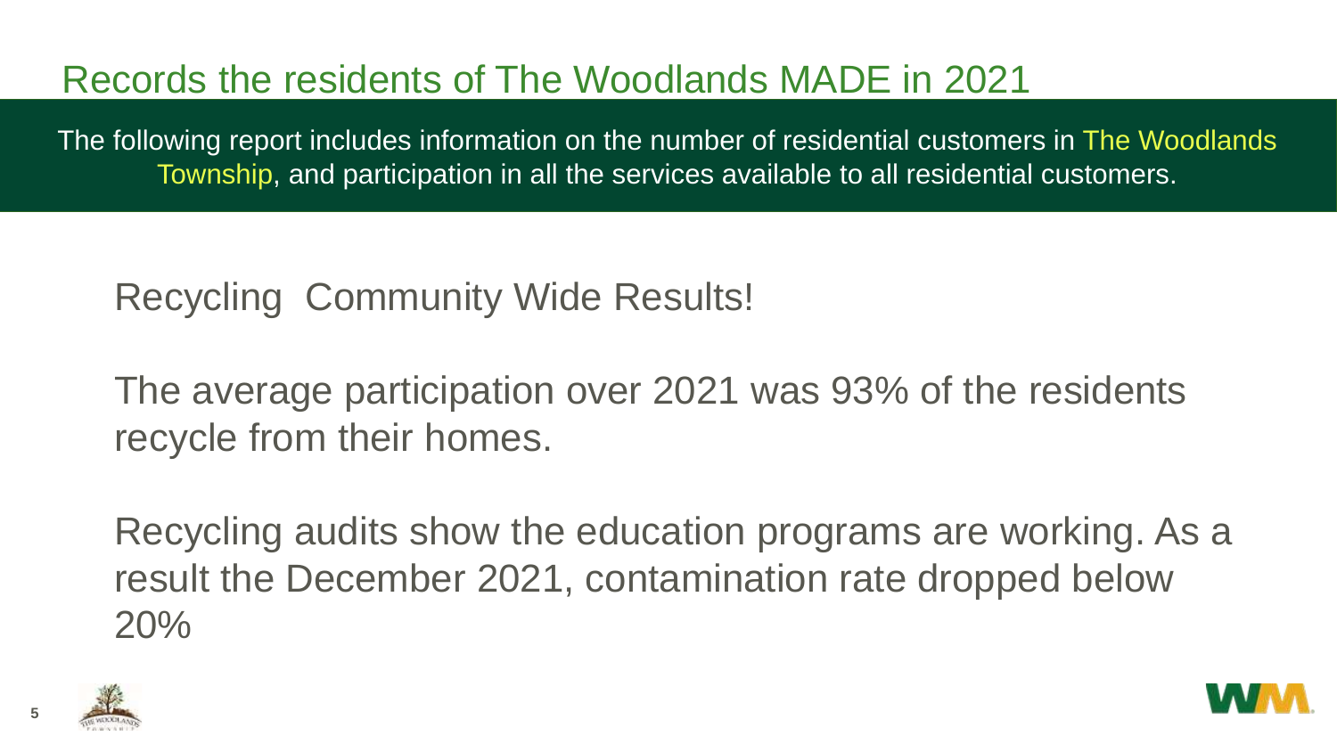# Records the residents of The Woodlands MADE in 2021

The following report includes information on the number of residential customers in The Woodlands Township, and participation in all the services available to all residential customers.

## Recycling Community Wide Results!

The average participation over 2021 was 93% of the residents recycle from their homes.

Recycling audits show the education programs are working. As a result the December 2021, contamination rate dropped below 20%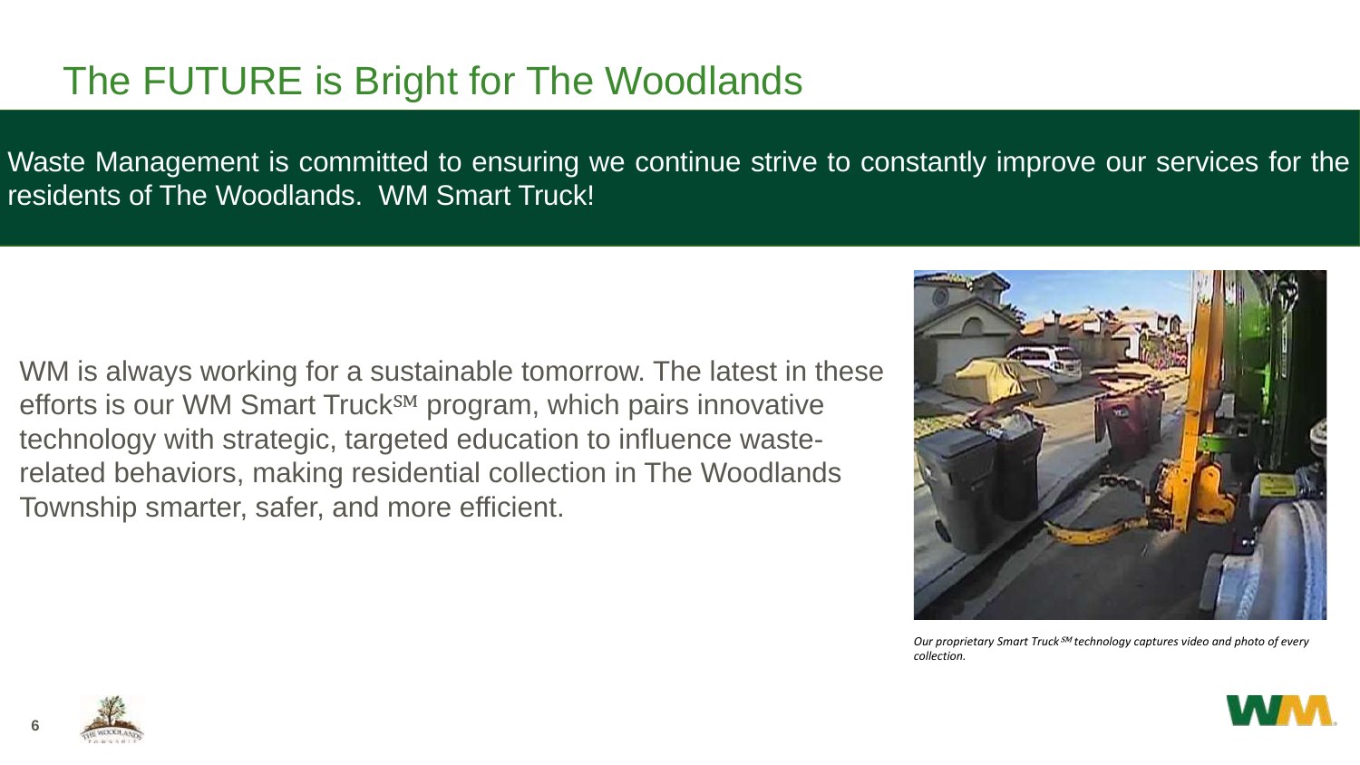# The FUTURE is Bright for The Woodlands

Waste Management is committed to ensuring we continue strive to constantly improve our services for the residents of The Woodlands. WM Smart Truck!

WM is always working for a sustainable tomorrow. The latest in these efforts is our WM Smart Truck℠ program, which pairs innovative technology with strategic, targeted education to influence waste-related behaviors, making residential collection in The Woodlands Township smarter, safer, and more efficient.

*Our proprietary Smart Truck℠ technology captures video and photo of every collection.*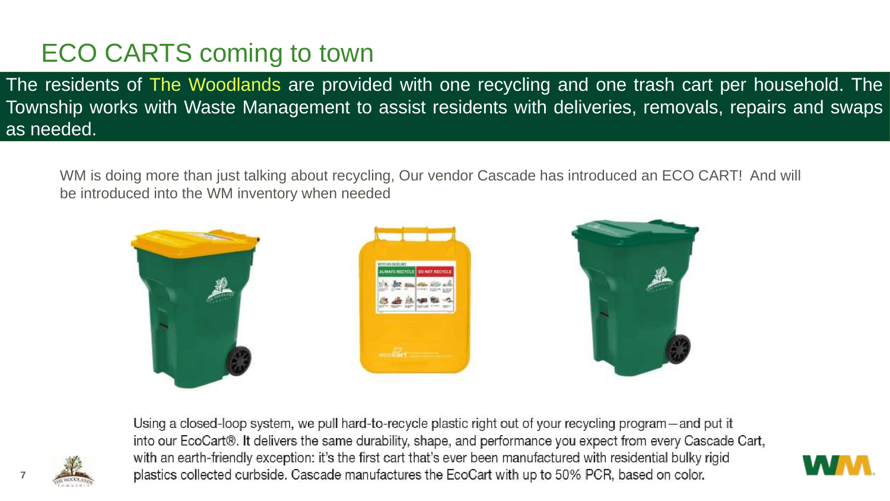# ECO CARTS coming to town

The residents of The Woodlands are provided with one recycling and one trash cart per household. The Township works with Waste Management to assist residents with deliveries, removals, repairs and swaps as needed.

WM is doing more than just talking about recycling, Our vendor Cascade has introduced an ECO CART! And will be introduced into the WM inventory when needed

Using a closed-loop system, we pull hard-to-recycle plastic right out of your recycling program—and put it into our EcoCart®. It delivers the same durability, shape, and performance you expect from every Cascade Cart, with an earth-friendly exception: it's the first cart that's ever been manufactured with residential bulky rigid plastics collected curbside. Cascade manufactures the EcoCart with up to 50% PCR, based on color.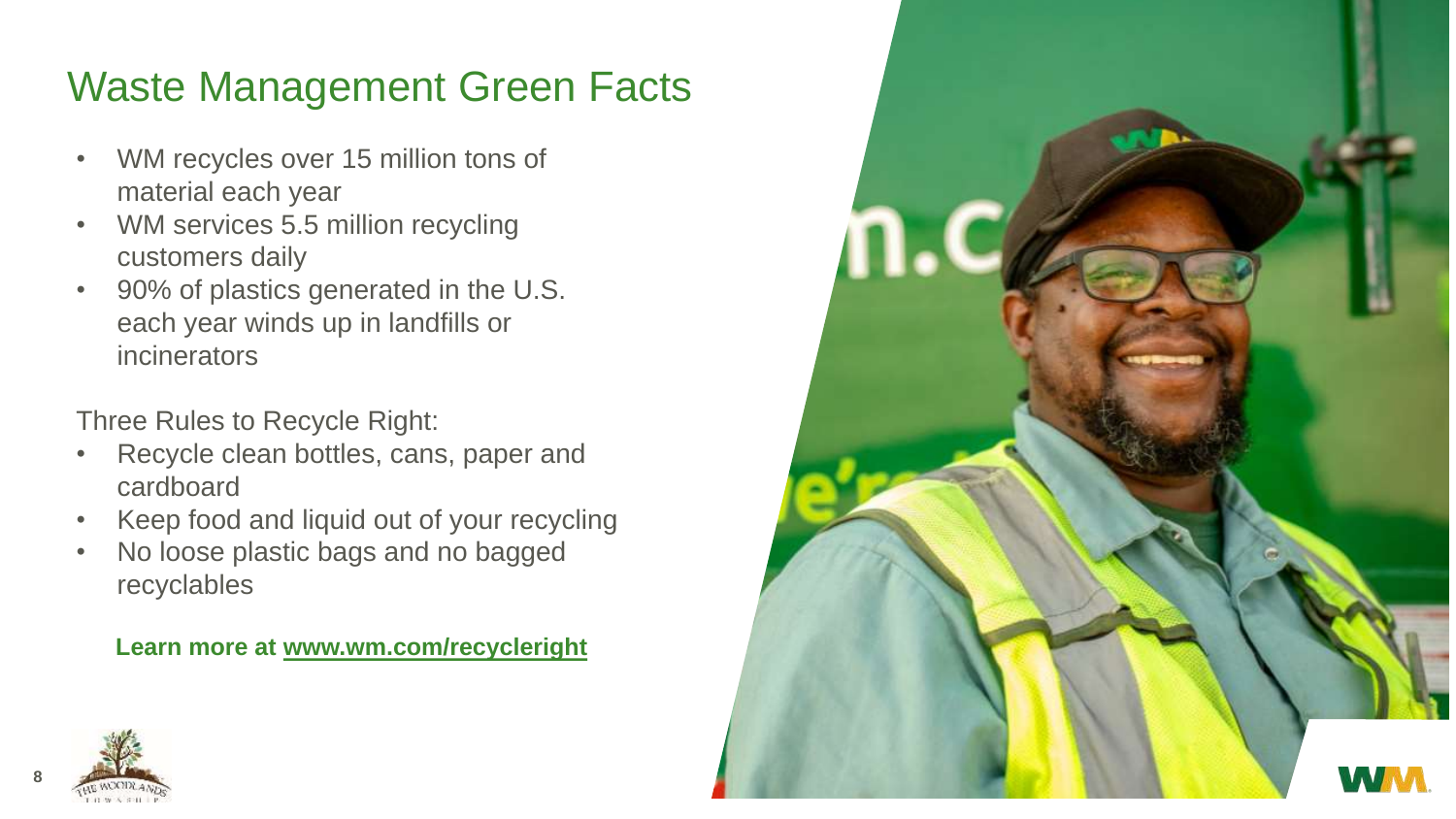# Waste Management Green Facts

- WM recycles over 15 million tons of material each year
- WM services 5.5 million recycling customers daily
- 90% of plastics generated in the U.S. each year winds up in landfills or incinerators

Three Rules to Recycle Right:

- Recycle clean bottles, cans, paper and cardboard
- Keep food and liquid out of your recycling
- No loose plastic bags and no bagged recyclables

**Learn more at www.wm.com/recycleright**